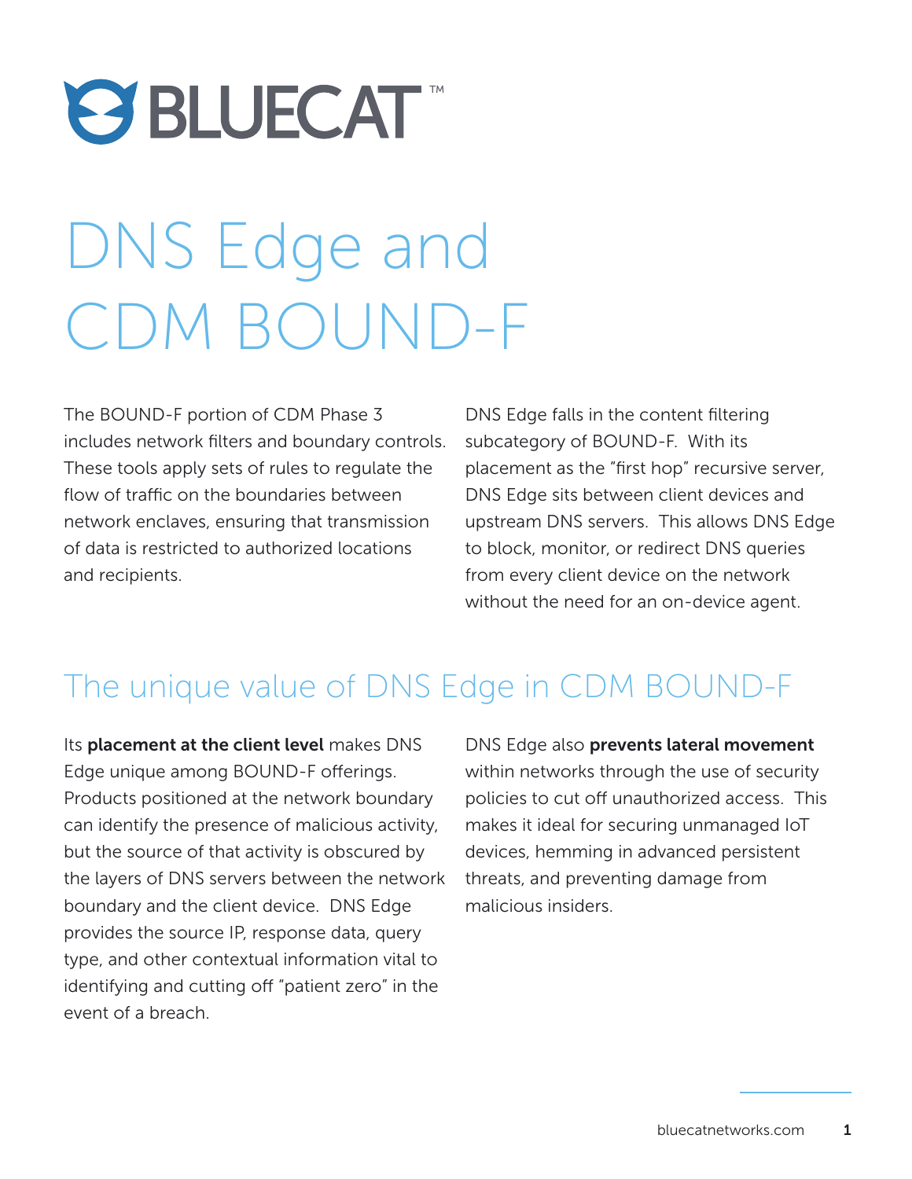BLUECAT™

# DNS Edge and CDM BOUND-F

The BOUND-F portion of CDM Phase 3 includes network filters and boundary controls. These tools apply sets of rules to regulate the flow of traffic on the boundaries between network enclaves, ensuring that transmission of data is restricted to authorized locations and recipients.

DNS Edge falls in the content filtering subcategory of BOUND-F. With its placement as the "first hop" recursive server, DNS Edge sits between client devices and upstream DNS servers. This allows DNS Edge to block, monitor, or redirect DNS queries from every client device on the network without the need for an on-device agent.

## The unique value of DNS Edge in CDM BOUND-F

Its **placement at the client level** makes DNS Edge unique among BOUND-F offerings. Products positioned at the network boundary can identify the presence of malicious activity, but the source of that activity is obscured by the layers of DNS servers between the network boundary and the client device. DNS Edge provides the source IP, response data, query type, and other contextual information vital to identifying and cutting off "patient zero" in the event of a breach.

DNS Edge also **prevents lateral movement** within networks through the use of security policies to cut off unauthorized access. This makes it ideal for securing unmanaged IoT devices, hemming in advanced persistent threats, and preventing damage from malicious insiders.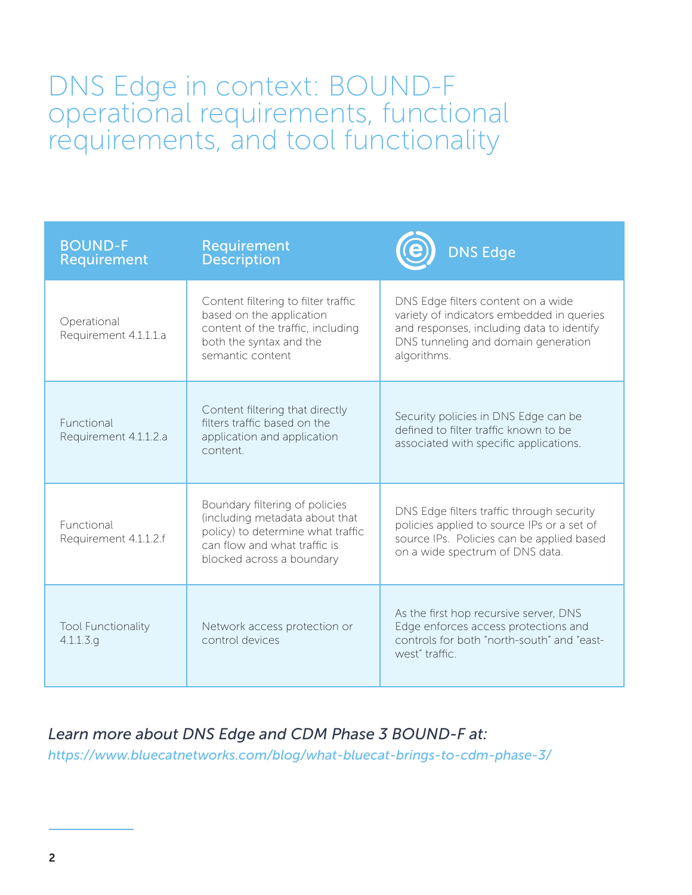# DNS Edge in context: BOUND-F operational requirements, functional requirements, and tool functionality

| BOUND-F Requirement | Requirement Description | DNS Edge |
|---|---|---|
| Operational Requirement 4.1.1.1.a | Content filtering to filter traffic based on the application content of the traffic, including both the syntax and the semantic content | DNS Edge filters content on a wide variety of indicators embedded in queries and responses, including data to identify DNS tunneling and domain generation algorithms. |
| Functional Requirement 4.1.1.2.a | Content filtering that directly filters traffic based on the application and application content. | Security policies in DNS Edge can be defined to filter traffic known to be associated with specific applications. |
| Functional Requirement 4.1.1.2.f | Boundary filtering of policies (including metadata about that policy) to determine what traffic can flow and what traffic is blocked across a boundary | DNS Edge filters traffic through security policies applied to source IPs or a set of source IPs. Policies can be applied based on a wide spectrum of DNS data. |
| Tool Functionality 4.1.1.3.g | Network access protection or control devices | As the first hop recursive server, DNS Edge enforces access protections and controls for both "north-south" and "east-west" traffic. |

*Learn more about DNS Edge and CDM Phase 3 BOUND-F at:*
*https://www.bluecatnetworks.com/blog/what-bluecat-brings-to-cdm-phase-3/*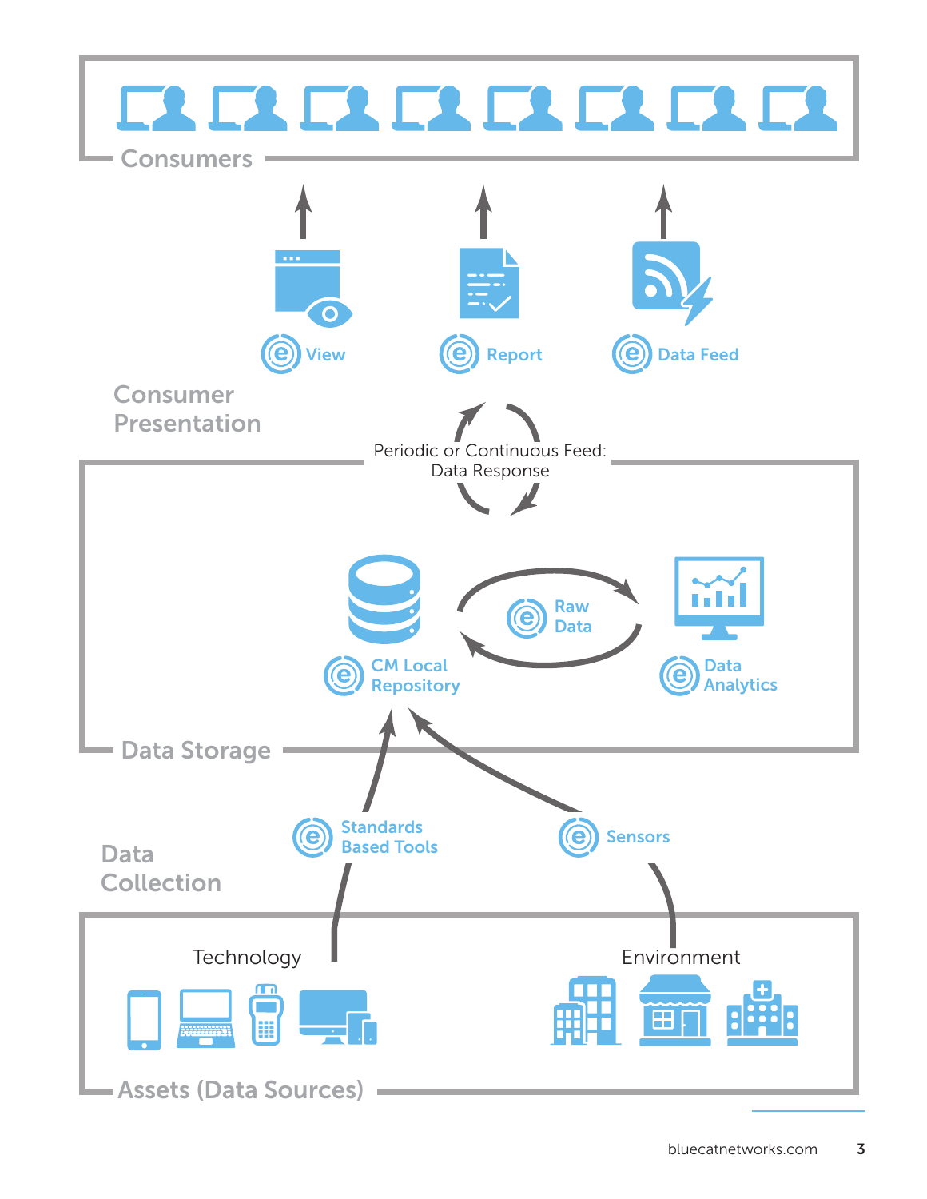Consumers

View

Report

Data Feed

Consumer Presentation

Periodic or Continuous Feed: Data Response

CM Local Repository

Raw Data

Data Analytics

Data Storage

Standards Based Tools

Sensors

Data Collection

Technology

Environment

Assets (Data Sources)